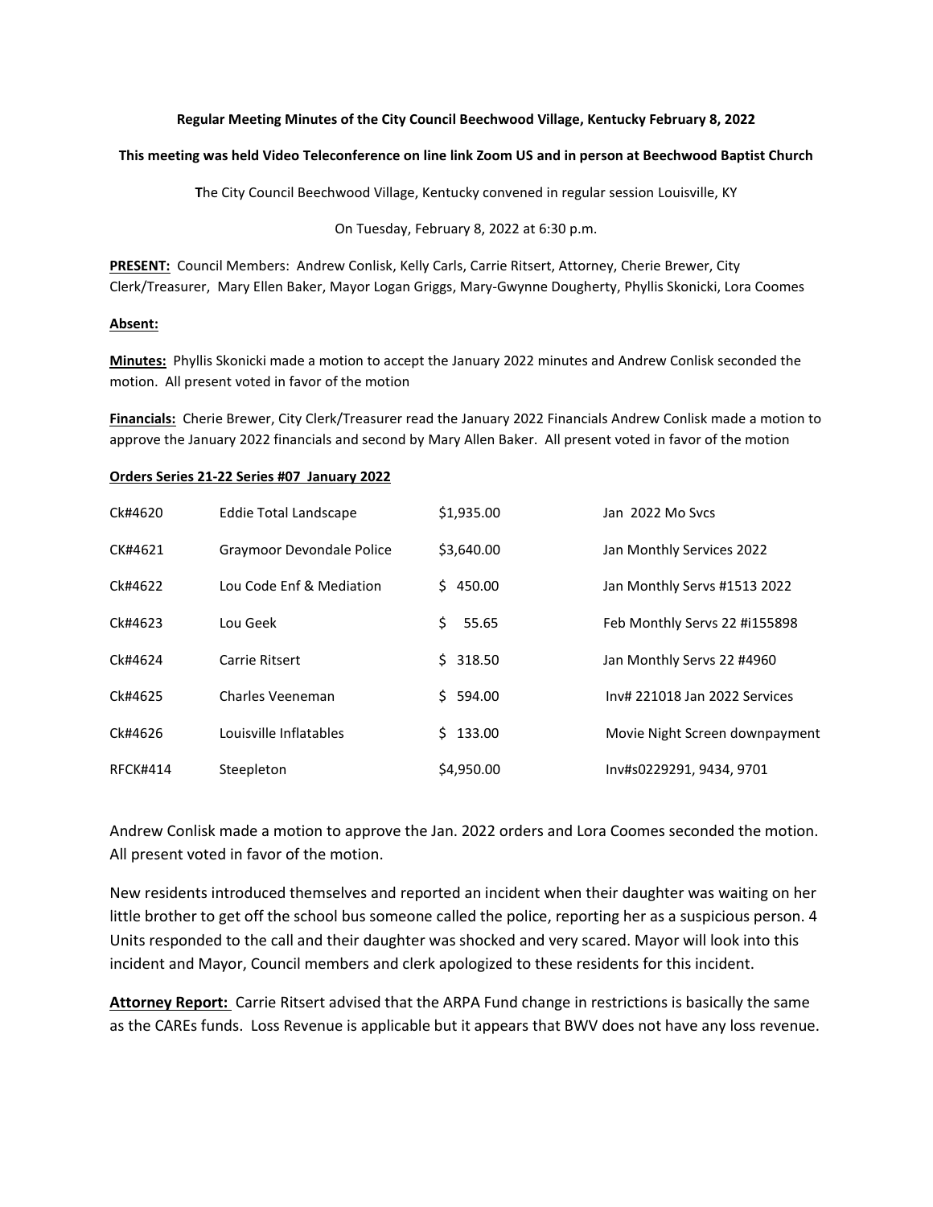**Regular Meeting Minutes of the City Council Beechwood Village, Kentucky February 8, 2022**

**This meeting was held Video Teleconference on line link Zoom US and in person at Beechwood Baptist Church**

**T**he City Council Beechwood Village, Kentucky convened in regular session Louisville, KY

On Tuesday, February 8, 2022 at 6:30 p.m.

**PRESENT:** Council Members: Andrew Conlisk, Kelly Carls, Carrie Ritsert, Attorney, Cherie Brewer, City Clerk/Treasurer, Mary Ellen Baker, Mayor Logan Griggs, Mary-Gwynne Dougherty, Phyllis Skonicki, Lora Coomes

**Absent:**

**Minutes:** Phyllis Skonicki made a motion to accept the January 2022 minutes and Andrew Conlisk seconded the motion. All present voted in favor of the motion

**Financials:** Cherie Brewer, City Clerk/Treasurer read the January 2022 Financials Andrew Conlisk made a motion to approve the January 2022 financials and second by Mary Allen Baker. All present voted in favor of the motion

**Orders Series 21-22 Series #07 January 2022**

| | | | |
|---|---|---|---|
| Ck#4620 | Eddie Total Landscape | $1,935.00 | Jan 2022 Mo Svcs |
| CK#4621 | Graymoor Devondale Police | $3,640.00 | Jan Monthly Services 2022 |
| Ck#4622 | Lou Code Enf & Mediation | $ 450.00 | Jan Monthly Servs #1513 2022 |
| Ck#4623 | Lou Geek | $ 55.65 | Feb Monthly Servs 22 #i155898 |
| Ck#4624 | Carrie Ritsert | $ 318.50 | Jan Monthly Servs 22 #4960 |
| Ck#4625 | Charles Veeneman | $ 594.00 | Inv# 221018 Jan 2022 Services |
| Ck#4626 | Louisville Inflatables | $ 133.00 | Movie Night Screen downpayment |
| RFCK#414 | Steepleton | $4,950.00 | Inv#s0229291, 9434, 9701 |

Andrew Conlisk made a motion to approve the Jan. 2022 orders and Lora Coomes seconded the motion. All present voted in favor of the motion.

New residents introduced themselves and reported an incident when their daughter was waiting on her little brother to get off the school bus someone called the police, reporting her as a suspicious person. 4 Units responded to the call and their daughter was shocked and very scared. Mayor will look into this incident and Mayor, Council members and clerk apologized to these residents for this incident.

**Attorney Report:** Carrie Ritsert advised that the ARPA Fund change in restrictions is basically the same as the CAREs funds. Loss Revenue is applicable but it appears that BWV does not have any loss revenue.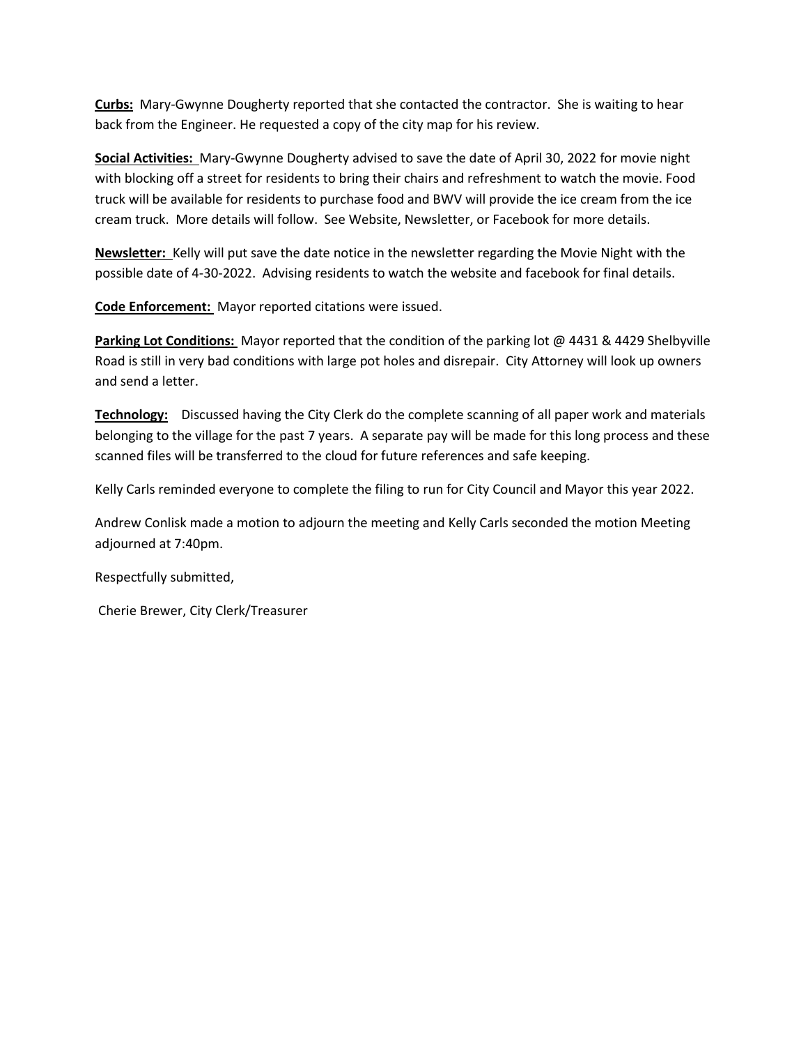**Curbs:** Mary-Gwynne Dougherty reported that she contacted the contractor. She is waiting to hear back from the Engineer. He requested a copy of the city map for his review.

**Social Activities:** Mary-Gwynne Dougherty advised to save the date of April 30, 2022 for movie night with blocking off a street for residents to bring their chairs and refreshment to watch the movie. Food truck will be available for residents to purchase food and BWV will provide the ice cream from the ice cream truck. More details will follow. See Website, Newsletter, or Facebook for more details.

**Newsletter:** Kelly will put save the date notice in the newsletter regarding the Movie Night with the possible date of 4-30-2022. Advising residents to watch the website and facebook for final details.

**Code Enforcement:** Mayor reported citations were issued.

**Parking Lot Conditions:** Mayor reported that the condition of the parking lot @ 4431 & 4429 Shelbyville Road is still in very bad conditions with large pot holes and disrepair. City Attorney will look up owners and send a letter.

**Technology:** Discussed having the City Clerk do the complete scanning of all paper work and materials belonging to the village for the past 7 years. A separate pay will be made for this long process and these scanned files will be transferred to the cloud for future references and safe keeping.

Kelly Carls reminded everyone to complete the filing to run for City Council and Mayor this year 2022.

Andrew Conlisk made a motion to adjourn the meeting and Kelly Carls seconded the motion Meeting adjourned at 7:40pm.

Respectfully submitted,

Cherie Brewer, City Clerk/Treasurer